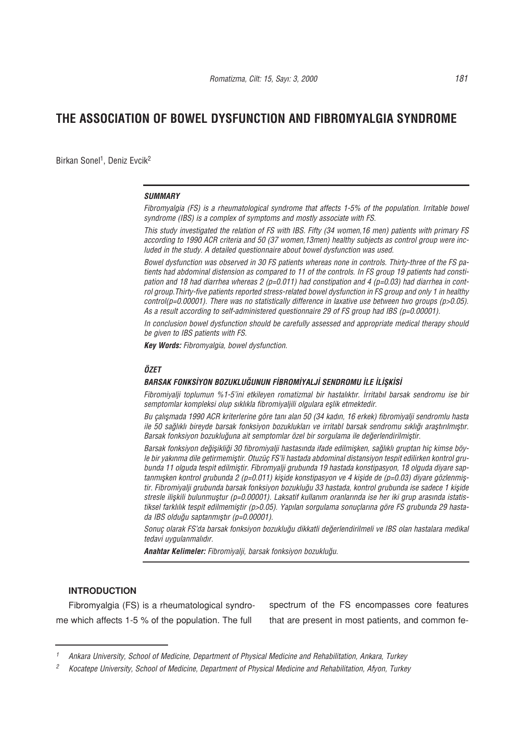# THE ASSOCIATION OF BOWEL DYSFUNCTION AND FIBROMYALGIA SYNDROME

Birkan Sonel[1], Deniz Evcik[2]

### *SUMMARY*

*Fibromyalgia (FS) is a rheumatological syndrome that affects 1-5% of the population. Irritable bowel syndrome (IBS) is a complex of symptoms and mostly associate with FS.*

*This study investigated the relation of FS with IBS. Fifty (34 women,16 men) patients with primary FS according to 1990 ACR criteria and 50 (37 women,13men) healthy subjects as control group were included in the study. A detailed questionnaire about bowel dysfunction was used.*

*Bowel dysfunction was observed in 30 FS patients whereas none in controls. Thirty-three of the FS patients had abdominal distension as compared to 11 of the controls. In FS group 19 patients had constipation and 18 had diarrhea whereas 2 (p=0.011) had constipation and 4 (p=0.03) had diarrhea in control group.Thirty-five patients reported stress-related bowel dysfunction in FS group and only 1 in healthy control(p=0.00001). There was no statistically difference in laxative use between two groups (p>0.05). As a result according to self-administered questionnaire 29 of FS group had IBS (p=0.00001).*

*In conclusion bowel dysfunction should be carefully assessed and appropriate medical therapy should be given to IBS patients with FS.*

***Key Words:*** *Fibromyalgia, bowel dysfunction.*

### *ÖZET*

#### *BARSAK FONKSİYON BOZUKLUĞUNUN FİBROMİYALJİ SENDROMU İLE İLİŞKİSİ*

*Fibromiyalji toplumun %1-5'ini etkileyen romatizmal bir hastalıktır. İrritabıl barsak sendromu ise bir semptomlar kompleksi olup sıklıkla fibromiyaljili olgulara eşlik etmektedir.*

*Bu çalışmada 1990 ACR kriterlerine göre tanı alan 50 (34 kadın, 16 erkek) fibromiyalji sendromlu hasta ile 50 sağlıklı bireyde barsak fonksiyon bozuklukları ve irritabl barsak sendromu sıklığı araştırılmıştır. Barsak fonksiyon bozukluğuna ait semptomlar özel bir sorgulama ile değerlendirilmiştir.*

*Barsak fonksiyon değişikliği 30 fibromiyalji hastasında ifade edilmişken, sağlıklı gruptan hiç kimse böyle bir yakınma dile getirmemiştir. Otuzüç FS'li hastada abdominal distansiyon tespit edilirken kontrol grubunda 11 olguda tespit edilmiştir. Fibromiyalji grubunda 19 hastada konstipasyon, 18 olguda diyare saptanmışken kontrol grubunda 2 (p=0.011) kişide konstipasyon ve 4 kişide de (p=0.03) diyare gözlenmiştir. Fibromiyalji grubunda barsak fonksiyon bozukluğu 33 hastada, kontrol grubunda ise sadece 1 kişide stresle ilişkili bulunmuştur (p=0.00001). Laksatif kullanım oranlarında ise her iki grup arasında istatistiksel farklılık tespit edilmemiştir (p>0.05). Yapılan sorgulama sonuçlarına göre FS grubunda 29 hastada IBS olduğu saptanmıştır (p=0.00001).*

*Sonuç olarak FS'da barsak fonksiyon bozukluğu dikkatli değerlendirilmeli ve IBS olan hastalara medikal tedavi uygulanmalıdır.*

***Anahtar Kelimeler:*** *Fibromiyalji, barsak fonksiyon bozukluğu.*

## INTRODUCTION

Fibromyalgia (FS) is a rheumatological syndrome which affects 1-5 % of the population. The full spectrum of the FS encompasses core features that are present in most patients, and common fe-

[1] *Ankara University, School of Medicine, Department of Physical Medicine and Rehabilitation, Ankara, Turkey*

[2] *Kocatepe University, School of Medicine, Department of Physical Medicine and Rehabilitation, Afyon, Turkey*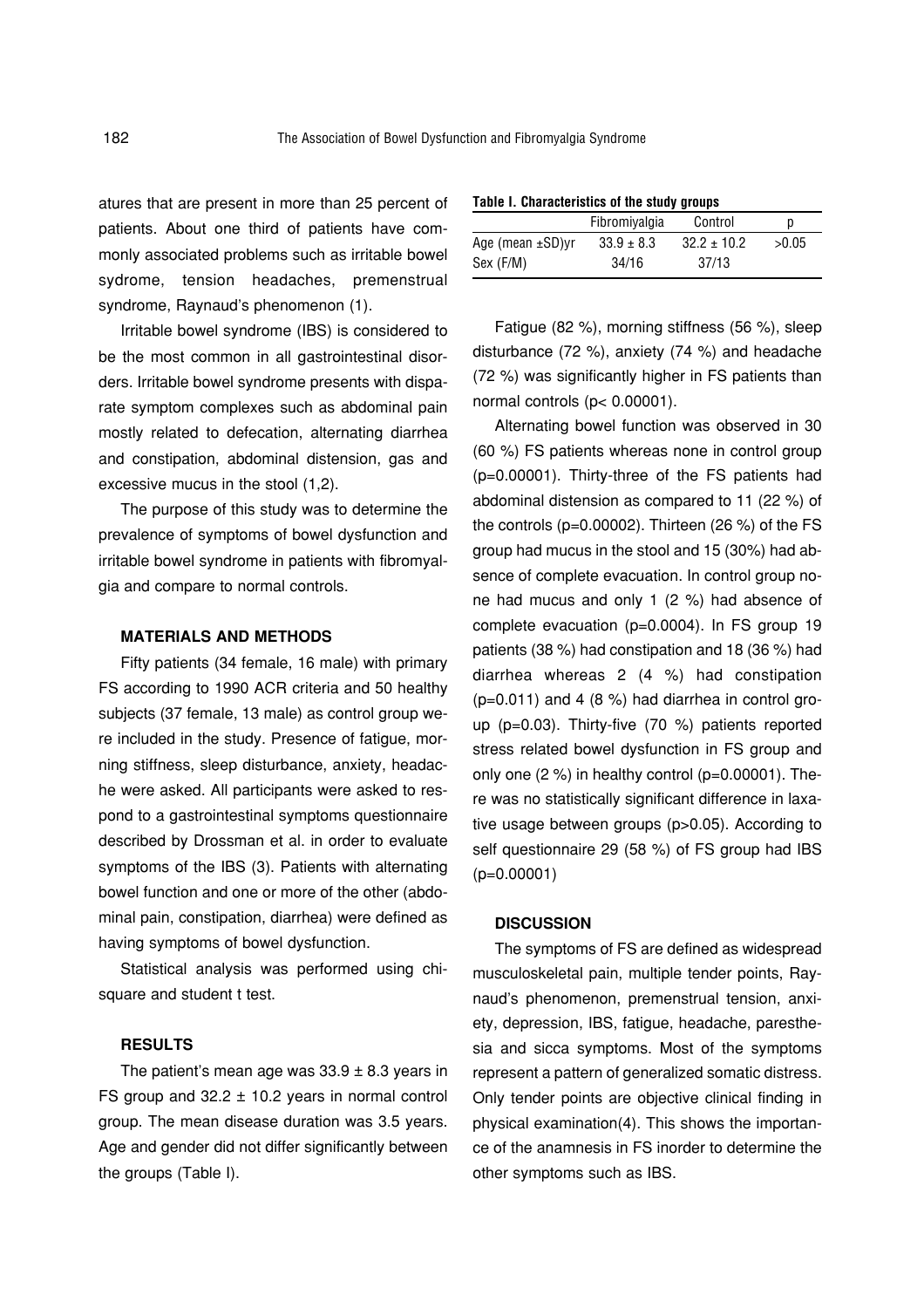atures that are present in more than 25 percent of patients. About one third of patients have commonly associated problems such as irritable bowel sydrome, tension headaches, premenstrual syndrome, Raynaud's phenomenon (1).

Irritable bowel syndrome (IBS) is considered to be the most common in all gastrointestinal disorders. Irritable bowel syndrome presents with disparate symptom complexes such as abdominal pain mostly related to defecation, alternating diarrhea and constipation, abdominal distension, gas and excessive mucus in the stool (1,2).

The purpose of this study was to determine the prevalence of symptoms of bowel dysfunction and irritable bowel syndrome in patients with fibromyalgia and compare to normal controls.

## MATERIALS AND METHODS

Fifty patients (34 female, 16 male) with primary FS according to 1990 ACR criteria and 50 healthy subjects (37 female, 13 male) as control group were included in the study. Presence of fatigue, morning stiffness, sleep disturbance, anxiety, headache were asked. All participants were asked to respond to a gastrointestinal symptoms questionnaire described by Drossman et al. in order to evaluate symptoms of the IBS (3). Patients with alternating bowel function and one or more of the other (abdominal pain, constipation, diarrhea) were defined as having symptoms of bowel dysfunction.

Statistical analysis was performed using chi-square and student t test.

## RESULTS

The patient's mean age was 33.9 ± 8.3 years in FS group and 32.2 ± 10.2 years in normal control group. The mean disease duration was 3.5 years. Age and gender did not differ significantly between the groups (Table I).

**Table I. Characteristics of the study groups**

| | Fibromiyalgia | Control | p |
|---|---|---|---|
| Age (mean ±SD)yr | 33.9 ± 8.3 | 32.2 ± 10.2 | >0.05 |
| Sex (F/M) | 34/16 | 37/13 | |

Fatigue (82 %), morning stiffness (56 %), sleep disturbance (72 %), anxiety (74 %) and headache (72 %) was significantly higher in FS patients than normal controls (p< 0.00001).

Alternating bowel function was observed in 30 (60 %) FS patients whereas none in control group (p=0.00001). Thirty-three of the FS patients had abdominal distension as compared to 11 (22 %) of the controls (p=0.00002). Thirteen (26 %) of the FS group had mucus in the stool and 15 (30%) had absence of complete evacuation. In control group none had mucus and only 1 (2 %) had absence of complete evacuation (p=0.0004). In FS group 19 patients (38 %) had constipation and 18 (36 %) had diarrhea whereas 2 (4 %) had constipation (p=0.011) and 4 (8 %) had diarrhea in control group (p=0.03). Thirty-five (70 %) patients reported stress related bowel dysfunction in FS group and only one (2 %) in healthy control (p=0.00001). There was no statistically significant difference in laxative usage between groups (p>0.05). According to self questionnaire 29 (58 %) of FS group had IBS (p=0.00001)

## DISCUSSION

The symptoms of FS are defined as widespread musculoskeletal pain, multiple tender points, Raynaud's phenomenon, premenstrual tension, anxiety, depression, IBS, fatigue, headache, paresthesia and sicca symptoms. Most of the symptoms represent a pattern of generalized somatic distress. Only tender points are objective clinical finding in physical examination(4). This shows the importance of the anamnesis in FS inorder to determine the other symptoms such as IBS.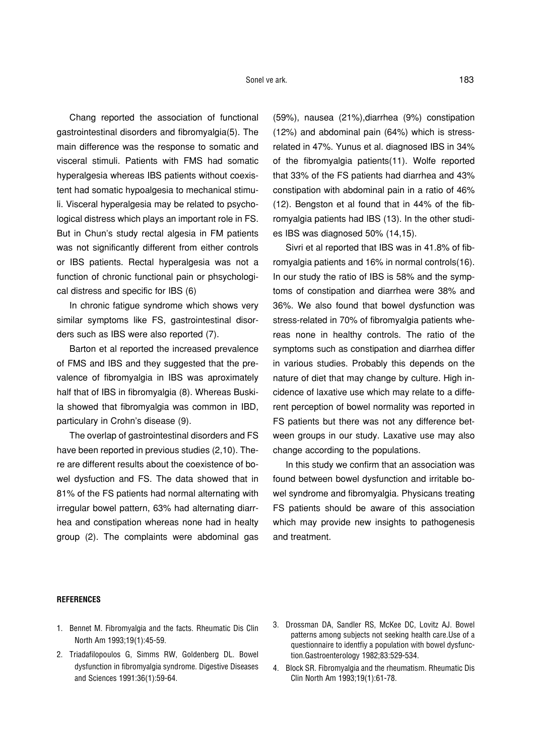Chang reported the association of functional gastrointestinal disorders and fibromyalgia(5). The main difference was the response to somatic and visceral stimuli. Patients with FMS had somatic hyperalgesia whereas IBS patients without coexistent had somatic hypoalgesia to mechanical stimuli. Visceral hyperalgesia may be related to psychological distress which plays an important role in FS. But in Chun's study rectal algesia in FM patients was not significantly different from either controls or IBS patients. Rectal hyperalgesia was not a function of chronic functional pain or phsychological distress and specific for IBS (6)

In chronic fatigue syndrome which shows very similar symptoms like FS, gastrointestinal disorders such as IBS were also reported (7).

Barton et al reported the increased prevalence of FMS and IBS and they suggested that the prevalence of fibromyalgia in IBS was aproximately half that of IBS in fibromyalgia (8). Whereas Buskila showed that fibromyalgia was common in IBD, particulary in Crohn's disease (9).

The overlap of gastrointestinal disorders and FS have been reported in previous studies (2,10). There are different results about the coexistence of bowel dysfuction and FS. The data showed that in 81% of the FS patients had normal alternating with irregular bowel pattern, 63% had alternating diarrhea and constipation whereas none had in healty group (2). The complaints were abdominal gas (59%), nausea (21%),diarrhea (9%) constipation (12%) and abdominal pain (64%) which is stress-related in 47%. Yunus et al. diagnosed IBS in 34% of the fibromyalgia patients(11). Wolfe reported that 33% of the FS patients had diarrhea and 43% constipation with abdominal pain in a ratio of 46% (12). Bengston et al found that in 44% of the fibromyalgia patients had IBS (13). In the other studies IBS was diagnosed 50% (14,15).

Sivri et al reported that IBS was in 41.8% of fibromyalgia patients and 16% in normal controls(16). In our study the ratio of IBS is 58% and the symptoms of constipation and diarrhea were 38% and 36%. We also found that bowel dysfunction was stress-related in 70% of fibromyalgia patients whereas none in healthy controls. The ratio of the symptoms such as constipation and diarrhea differ in various studies. Probably this depends on the nature of diet that may change by culture. High incidence of laxative use which may relate to a different perception of bowel normality was reported in FS patients but there was not any difference between groups in our study. Laxative use may also change according to the populations.

In this study we confirm that an association was found between bowel dysfunction and irritable bowel syndrome and fibromyalgia. Physicans treating FS patients should be aware of this association which may provide new insights to pathogenesis and treatment.

#### REFERENCES

1. Bennet M. Fibromyalgia and the facts. Rheumatic Dis Clin North Am 1993;19(1):45-59.
2. Triadafilopoulos G, Simms RW, Goldenberg DL. Bowel dysfunction in fibromyalgia syndrome. Digestive Diseases and Sciences 1991:36(1):59-64.
3. Drossman DA, Sandler RS, McKee DC, Lovitz AJ. Bowel patterns among subjects not seeking health care.Use of a questionnaire to identfiy a population with bowel dysfunction.Gastroenterology 1982;83:529-534.
4. Block SR. Fibromyalgia and the rheumatism. Rheumatic Dis Clin North Am 1993;19(1):61-78.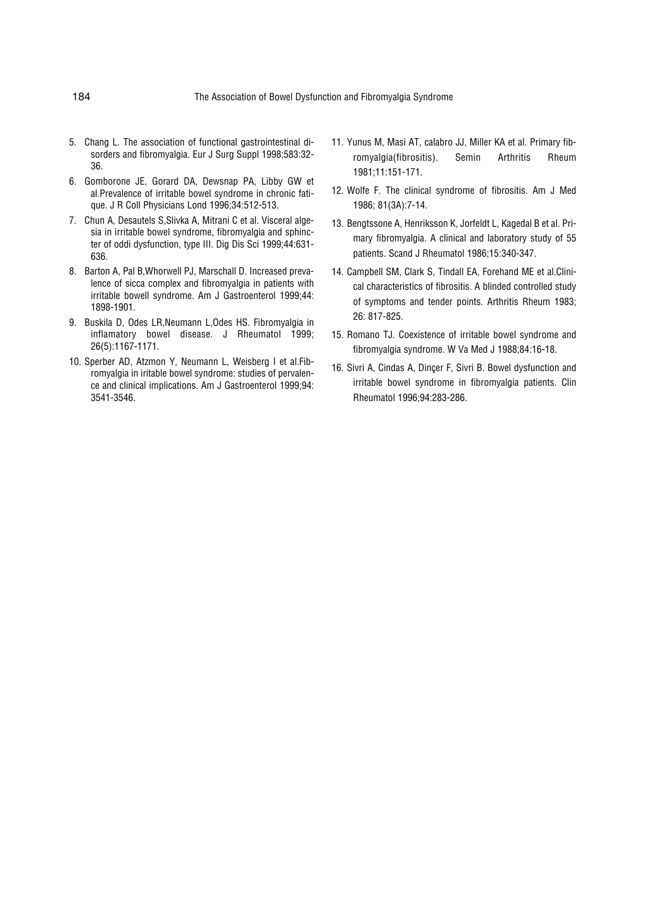5. Chang L. The association of functional gastrointestinal disorders and fibromyalgia. Eur J Surg Suppl 1998;583:32-36.
6. Gomborone JE, Gorard DA, Dewsnap PA, Libby GW et al.Prevalence of irritable bowel syndrome in chronic fatique. J R Coll Physicians Lond 1996;34:512-513.
7. Chun A, Desautels S,Slivka A, Mitrani C et al. Visceral algesia in irritable bowel syndrome, fibromyalgia and sphincter of oddi dysfunction, type III. Dig Dis Sci 1999;44:631-636.
8. Barton A, Pal B,Whorwell PJ, Marschall D. Increased prevalence of sicca complex and fibromyalgia in patients with irritable bowell syndrome. Am J Gastroenterol 1999;44: 1898-1901.
9. Buskila D, Odes LR,Neumann L,Odes HS. Fibromyalgia in inflamatory bowel disease. J Rheumatol 1999; 26(5):1167-1171.
10. Sperber AD, Atzmon Y, Neumann L, Weisberg I et al.Fibromyalgia in iritable bowel syndrome: studies of pervalence and clinical implications. Am J Gastroenterol 1999;94: 3541-3546.
11. Yunus M, Masi AT, calabro JJ, Miller KA et al. Primary fibromyalgia(fibrositis). Semin Arthritis Rheum 1981;11:151-171.
12. Wolfe F. The clinical syndrome of fibrositis. Am J Med 1986; 81(3A):7-14.
13. Bengtssone A, Henriksson K, Jorfeldt L, Kagedal B et al. Primary fibromyalgia. A clinical and laboratory study of 55 patients. Scand J Rheumatol 1986;15:340-347.
14. Campbell SM, Clark S, Tindall EA, Forehand ME et al.Clinical characteristics of fibrositis. A blinded controlled study of symptoms and tender points. Arthritis Rheum 1983; 26: 817-825.
15. Romano TJ. Coexistence of irritable bowel syndrome and fibromyalgia syndrome. W Va Med J 1988;84:16-18.
16. Sivri A, Cindas A, Dinçer F, Sivri B. Bowel dysfunction and irritable bowel syndrome in fibromyalgia patients. Clin Rheumatol 1996;94:283-286.